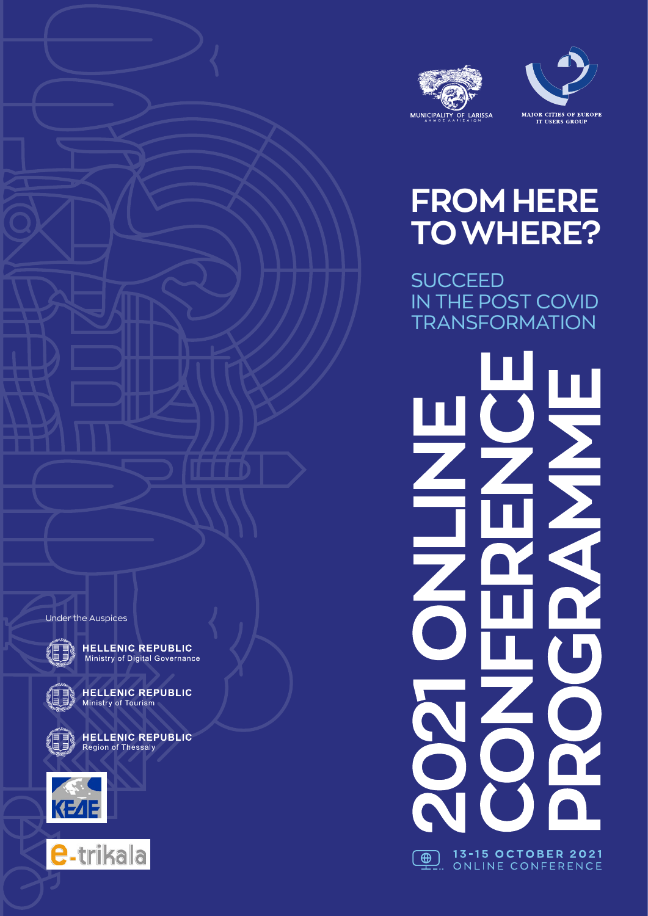MUNICIPALITY OF LARISSA

ΔΗΜΟΣ ΛΑΡΙΣΑΙΩΝ

MAJOR CITIES OF EUROPE
IT USERS GROUP

# FROM HERE TO WHERE?

## SUCCEED IN THE POST COVID TRANSFORMATION

# 2021 ONLINE CONFERENCE PROGRAMME

**13-15 OCTOBER 2021**
ONLINE CONFERENCE

Under the Auspices

**HELLENIC REPUBLIC**
Ministry of Digital Governance

**HELLENIC REPUBLIC**
Ministry of Tourism

**HELLENIC REPUBLIC**
Region of Thessaly

ΚΕΔΕ

e-trikala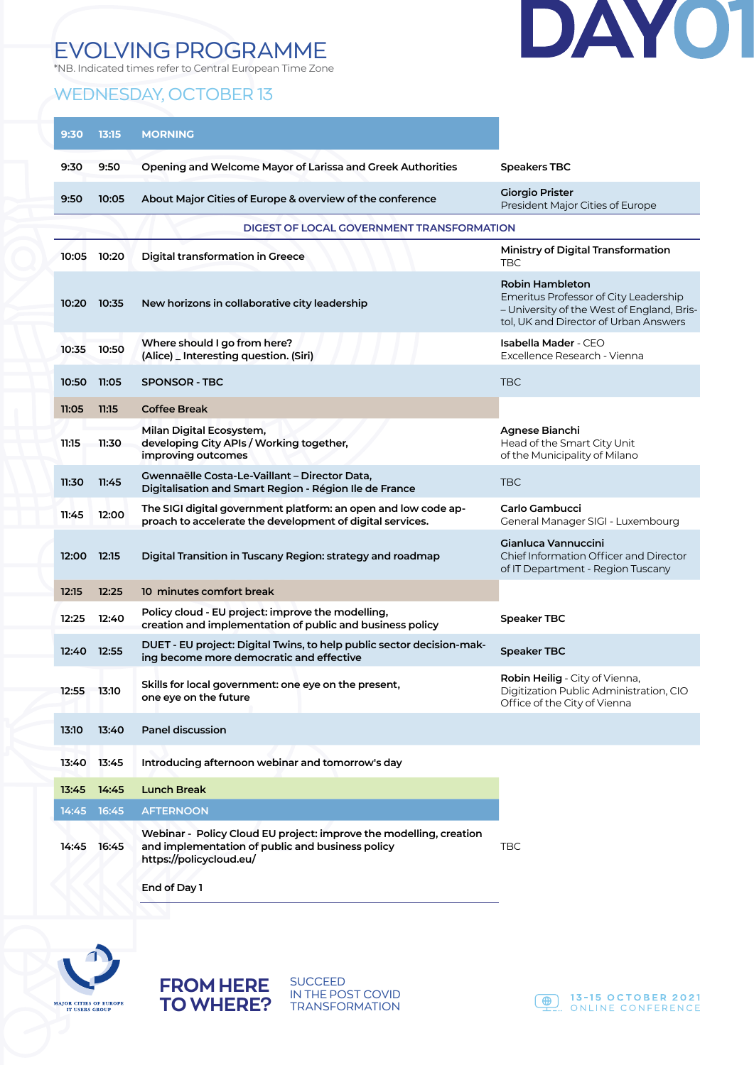# DAY 01

## EVOLVING PROGRAMME

*NB. Indicated times refer to Central European Time Zone

### WEDNESDAY, OCTOBER 13

| Start | End | Session | Speaker |
|---|---|---|---|
| **9:30** | **13:15** | **MORNING** | |
| 9:30 | 9:50 | Opening and Welcome Mayor of Larissa and Greek Authorities | **Speakers TBC** |
| 9:50 | 10:05 | About Major Cities of Europe & overview of the conference | **Giorgio Prister**<br>President Major Cities of Europe |
| | | **DIGEST OF LOCAL GOVERNMENT TRANSFORMATION** | |
| 10:05 | 10:20 | Digital transformation in Greece | **Ministry of Digital Transformation**<br>TBC |
| 10:20 | 10:35 | New horizons in collaborative city leadership | **Robin Hambleton**<br>Emeritus Professor of City Leadership – University of the West of England, Bristol, UK and Director of Urban Answers |
| 10:35 | 10:50 | Where should I go from here?<br>(Alice) _ Interesting question. (Siri) | **Isabella Mader** - CEO<br>Excellence Research - Vienna |
| 10:50 | 11:05 | SPONSOR - TBC | TBC |
| 11:05 | 11:15 | Coffee Break | |
| 11:15 | 11:30 | Milan Digital Ecosystem, developing City APIs / Working together, improving outcomes | **Agnese Bianchi**<br>Head of the Smart City Unit of the Municipality of Milano |
| 11:30 | 11:45 | Gwennaëlle Costa-Le-Vaillant – Director Data, Digitalisation and Smart Region - Région Ile de France | TBC |
| 11:45 | 12:00 | The SIGI digital government platform: an open and low code approach to accelerate the development of digital services. | **Carlo Gambucci**<br>General Manager SIGI - Luxembourg |
| 12:00 | 12:15 | Digital Transition in Tuscany Region: strategy and roadmap | **Gianluca Vannuccini**<br>Chief Information Officer and Director of IT Department - Region Tuscany |
| 12:15 | 12:25 | 10 minutes comfort break | |
| 12:25 | 12:40 | Policy cloud - EU project: improve the modelling, creation and implementation of public and business policy | **Speaker TBC** |
| 12:40 | 12:55 | DUET - EU project: Digital Twins, to help public sector decision-making become more democratic and effective | **Speaker TBC** |
| 12:55 | 13:10 | Skills for local government: one eye on the present, one eye on the future | **Robin Heilig** - City of Vienna, Digitization Public Administration, CIO Office of the City of Vienna |
| 13:10 | 13:40 | Panel discussion | |
| 13:40 | 13:45 | Introducing afternoon webinar and tomorrow's day | |
| 13:45 | 14:45 | Lunch Break | |
| **14:45** | **16:45** | **AFTERNOON** | |
| 14:45 | 16:45 | Webinar - Policy Cloud EU project: improve the modelling, creation and implementation of public and business policy<br>https://policycloud.eu/ | TBC |
| | | End of Day 1 | |

MAJOR CITIES OF EUROPE IT USERS GROUP

**FROM HERE TO WHERE?** SUCCEED IN THE POST COVID TRANSFORMATION

13-15 OCTOBER 2021 ONLINE CONFERENCE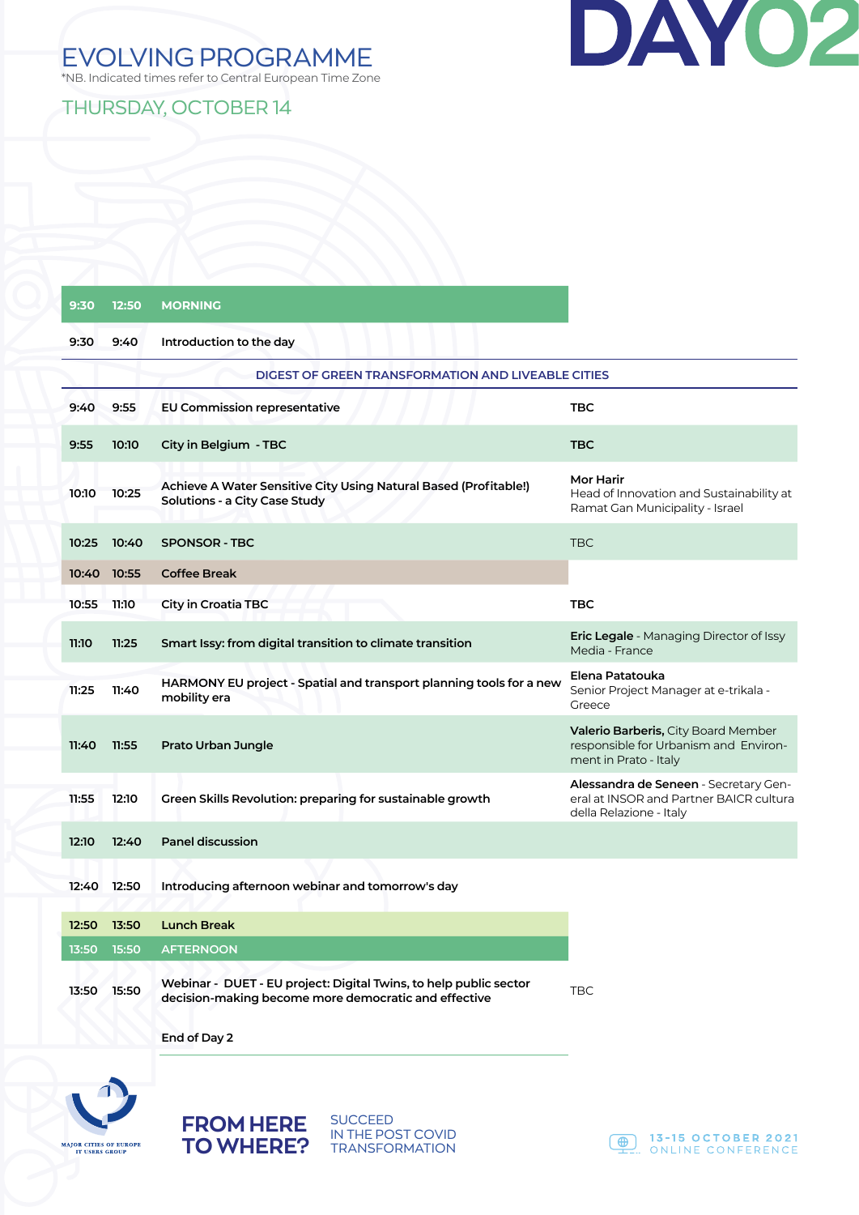# DAY02

## EVOLVING PROGRAMME

*NB. Indicated times refer to Central European Time Zone

### THURSDAY, OCTOBER 14

| Start | End | Session | Speaker |
|---|---|---|---|
| 9:30 | 12:50 | **MORNING** | |
| 9:30 | 9:40 | **Introduction to the day** | |
| | | **DIGEST OF GREEN TRANSFORMATION AND LIVEABLE CITIES** | |
| 9:40 | 9:55 | **EU Commission representative** | **TBC** |
| 9:55 | 10:10 | **City in Belgium - TBC** | **TBC** |
| 10:10 | 10:25 | **Achieve A Water Sensitive City Using Natural Based (Profitable!) Solutions - a City Case Study** | **Mor Harir** Head of Innovation and Sustainability at Ramat Gan Municipality - Israel |
| 10:25 | 10:40 | **SPONSOR - TBC** | TBC |
| 10:40 | 10:55 | **Coffee Break** | |
| 10:55 | 11:10 | **City in Croatia TBC** | **TBC** |
| 11:10 | 11:25 | **Smart Issy: from digital transition to climate transition** | **Eric Legale** - Managing Director of Issy Media - France |
| 11:25 | 11:40 | **HARMONY EU project - Spatial and transport planning tools for a new mobility era** | **Elena Patatouka** Senior Project Manager at e-trikala - Greece |
| 11:40 | 11:55 | **Prato Urban Jungle** | **Valerio Barberis,** City Board Member responsible for Urbanism and Environment in Prato - Italy |
| 11:55 | 12:10 | **Green Skills Revolution: preparing for sustainable growth** | **Alessandra de Seneen** - Secretary General at INSOR and Partner BAICR cultura della Relazione - Italy |
| 12:10 | 12:40 | **Panel discussion** | |
| 12:40 | 12:50 | **Introducing afternoon webinar and tomorrow's day** | |
| 12:50 | 13:50 | **Lunch Break** | |
| 13:50 | 15:50 | **AFTERNOON** | |
| 13:50 | 15:50 | **Webinar - DUET - EU project: Digital Twins, to help public sector decision-making become more democratic and effective** | TBC |
| | | **End of Day 2** | |

MAJOR CITIES OF EUROPE IT USERS GROUP

**FROM HERE TO WHERE?** SUCCEED IN THE POST COVID TRANSFORMATION

13-15 OCTOBER 2021 ONLINE CONFERENCE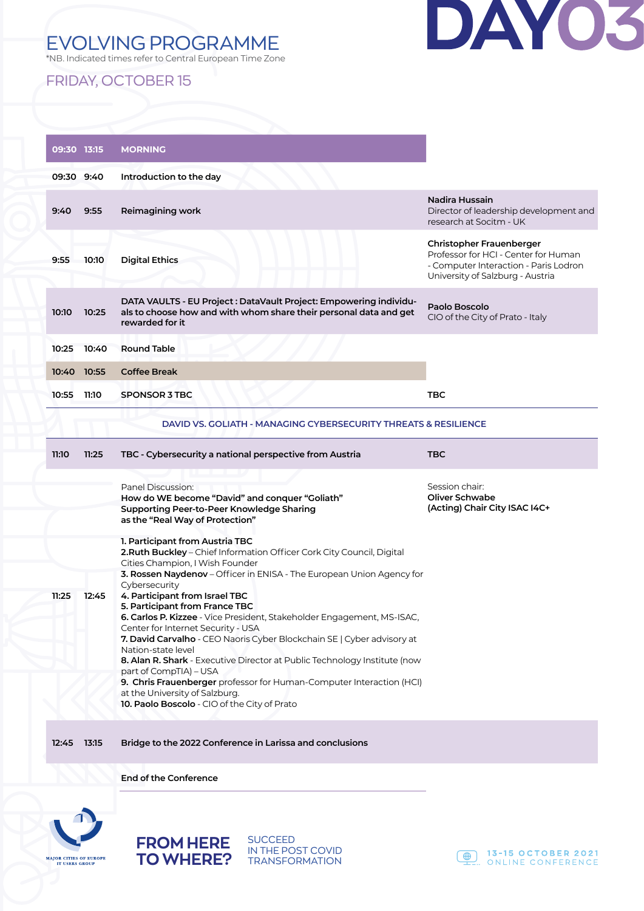# DAY03

## EVOLVING PROGRAMME

*NB. Indicated times refer to Central European Time Zone

### FRIDAY, OCTOBER 15

| Start | End | Session | Speaker |
|---|---|---|---|
| 09:30 | 13:15 | **MORNING** | |
| 09:30 | 9:40 | **Introduction to the day** | |
| 9:40 | 9:55 | **Reimagining work** | **Nadira Hussain** Director of leadership development and research at Socitm - UK |
| 9:55 | 10:10 | **Digital Ethics** | **Christopher Frauenberger** Professor for HCI - Center for Human - Computer Interaction - Paris Lodron University of Salzburg - Austria |
| 10:10 | 10:25 | **DATA VAULTS - EU Project : DataVault Project: Empowering individuals to choose how and with whom share their personal data and get rewarded for it** | **Paolo Boscolo** CIO of the City of Prato - Italy |
| 10:25 | 10:40 | **Round Table** | |
| 10:40 | 10:55 | **Coffee Break** | |
| 10:55 | 11:10 | **SPONSOR 3 TBC** | **TBC** |
| | | **DAVID VS. GOLIATH - MANAGING CYBERSECURITY THREATS & RESILIENCE** | |
| 11:10 | 11:25 | **TBC - Cybersecurity a national perspective from Austria** | **TBC** |
| 11:25 | 12:45 | Panel Discussion: **How do WE become "David" and conquer "Goliath" Supporting Peer-to-Peer Knowledge Sharing as the "Real Way of Protection"**<br><br>**1. Participant from Austria TBC**<br>**2.Ruth Buckley** – Chief Information Officer Cork City Council, Digital Cities Champion, I Wish Founder<br>**3. Rossen Naydenov** – Officer in ENISA - The European Union Agency for Cybersecurity<br>**4. Participant from Israel TBC**<br>**5. Participant from France TBC**<br>**6. Carlos P. Kizzee** - Vice President, Stakeholder Engagement, MS-ISAC, Center for Internet Security - USA<br>**7. David Carvalho** - CEO Naoris Cyber Blockchain SE \| Cyber advisory at Nation-state level<br>**8. Alan R. Shark** - Executive Director at Public Technology Institute (now part of CompTIA) – USA<br>**9. Chris Frauenberger** professor for Human-Computer Interaction (HCI) at the University of Salzburg.<br>**10. Paolo Boscolo** - CIO of the City of Prato | Session chair: **Oliver Schwabe (Acting) Chair City ISAC I4C+** |
| 12:45 | 13:15 | **Bridge to the 2022 Conference in Larissa and conclusions** | |
| | | **End of the Conference** | |

MAJOR CITIES OF EUROPE IT USERS GROUP

**FROM HERE TO WHERE?** SUCCEED IN THE POST COVID TRANSFORMATION

13-15 OCTOBER 2021 ONLINE CONFERENCE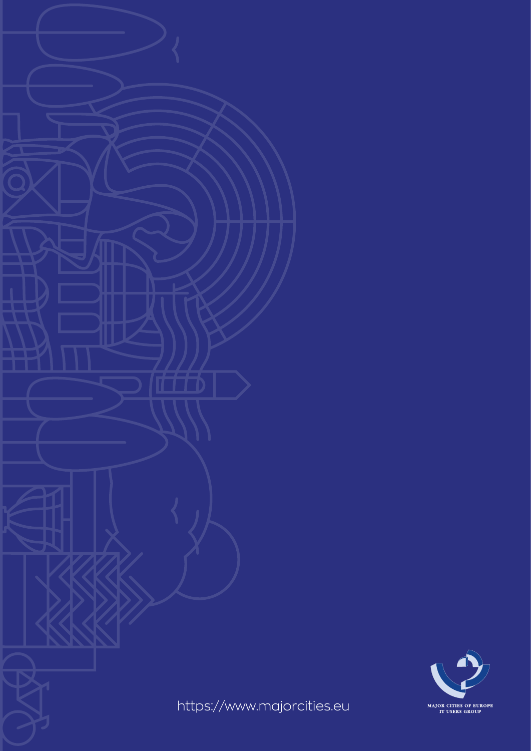https://www.majorcities.eu

MAJOR CITIES OF EUROPE
IT USERS GROUP